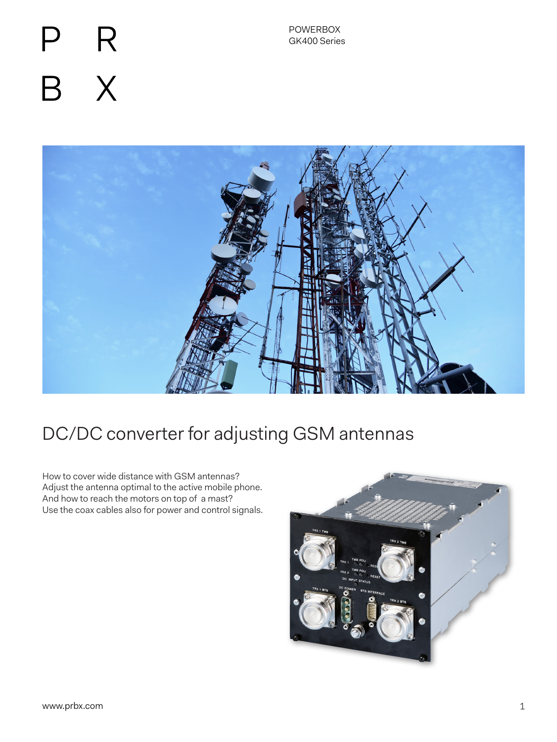P R
B X

POWERBOX
GK400 Series

# DC/DC converter for adjusting GSM antennas

How to cover wide distance with GSM antennas?
Adjust the antenna optimal to the active mobile phone.
And how to reach the motors on top of a mast?
Use the coax cables also for power and control signals.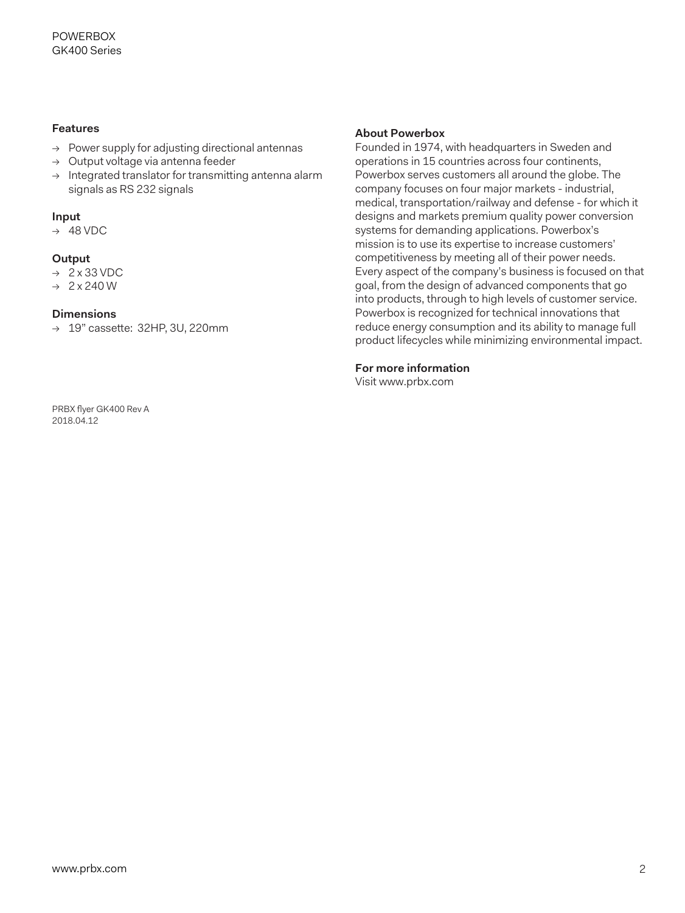### Features

- → Power supply for adjusting directional antennas
- → Output voltage via antenna feeder
- → Integrated translator for transmitting antenna alarm signals as RS 232 signals

### Input

- → 48 VDC

### Output

- → 2 x 33 VDC
- → 2 x 240 W

### Dimensions

- → 19" cassette: 32HP, 3U, 220mm

PRBX flyer GK400 Rev A
2018.04.12

### About Powerbox

Founded in 1974, with headquarters in Sweden and operations in 15 countries across four continents, Powerbox serves customers all around the globe. The company focuses on four major markets - industrial, medical, transportation/railway and defense - for which it designs and markets premium quality power conversion systems for demanding applications. Powerbox's mission is to use its expertise to increase customers' competitiveness by meeting all of their power needs. Every aspect of the company's business is focused on that goal, from the design of advanced components that go into products, through to high levels of customer service. Powerbox is recognized for technical innovations that reduce energy consumption and its ability to manage full product lifecycles while minimizing environmental impact.

### For more information

Visit www.prbx.com